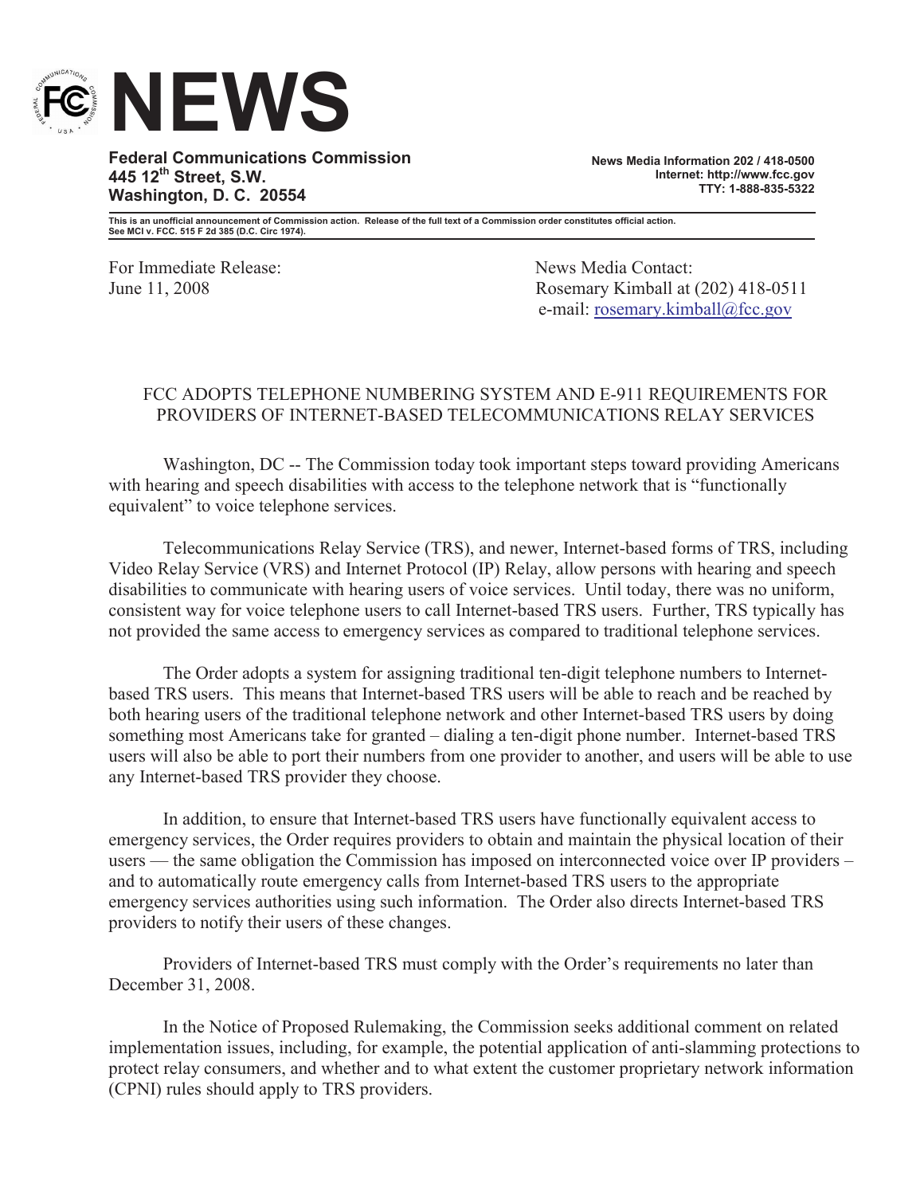# NEWS

**Federal Communications Commission**
**445 12th Street, S.W.**
**Washington, D. C. 20554**

**News Media Information 202 / 418-0500**
**Internet: http://www.fcc.gov**
**TTY: 1-888-835-5322**

**This is an unofficial announcement of Commission action. Release of the full text of a Commission order constitutes official action. See MCI v. FCC. 515 F 2d 385 (D.C. Circ 1974).**

For Immediate Release:
June 11, 2008

News Media Contact:
Rosemary Kimball at (202) 418-0511
e-mail: rosemary.kimball@fcc.gov

## FCC ADOPTS TELEPHONE NUMBERING SYSTEM AND E-911 REQUIREMENTS FOR PROVIDERS OF INTERNET-BASED TELECOMMUNICATIONS RELAY SERVICES

Washington, DC -- The Commission today took important steps toward providing Americans with hearing and speech disabilities with access to the telephone network that is "functionally equivalent" to voice telephone services.

Telecommunications Relay Service (TRS), and newer, Internet-based forms of TRS, including Video Relay Service (VRS) and Internet Protocol (IP) Relay, allow persons with hearing and speech disabilities to communicate with hearing users of voice services. Until today, there was no uniform, consistent way for voice telephone users to call Internet-based TRS users. Further, TRS typically has not provided the same access to emergency services as compared to traditional telephone services.

The Order adopts a system for assigning traditional ten-digit telephone numbers to Internet-based TRS users. This means that Internet-based TRS users will be able to reach and be reached by both hearing users of the traditional telephone network and other Internet-based TRS users by doing something most Americans take for granted – dialing a ten-digit phone number. Internet-based TRS users will also be able to port their numbers from one provider to another, and users will be able to use any Internet-based TRS provider they choose.

In addition, to ensure that Internet-based TRS users have functionally equivalent access to emergency services, the Order requires providers to obtain and maintain the physical location of their users — the same obligation the Commission has imposed on interconnected voice over IP providers – and to automatically route emergency calls from Internet-based TRS users to the appropriate emergency services authorities using such information. The Order also directs Internet-based TRS providers to notify their users of these changes.

Providers of Internet-based TRS must comply with the Order's requirements no later than December 31, 2008.

In the Notice of Proposed Rulemaking, the Commission seeks additional comment on related implementation issues, including, for example, the potential application of anti-slamming protections to protect relay consumers, and whether and to what extent the customer proprietary network information (CPNI) rules should apply to TRS providers.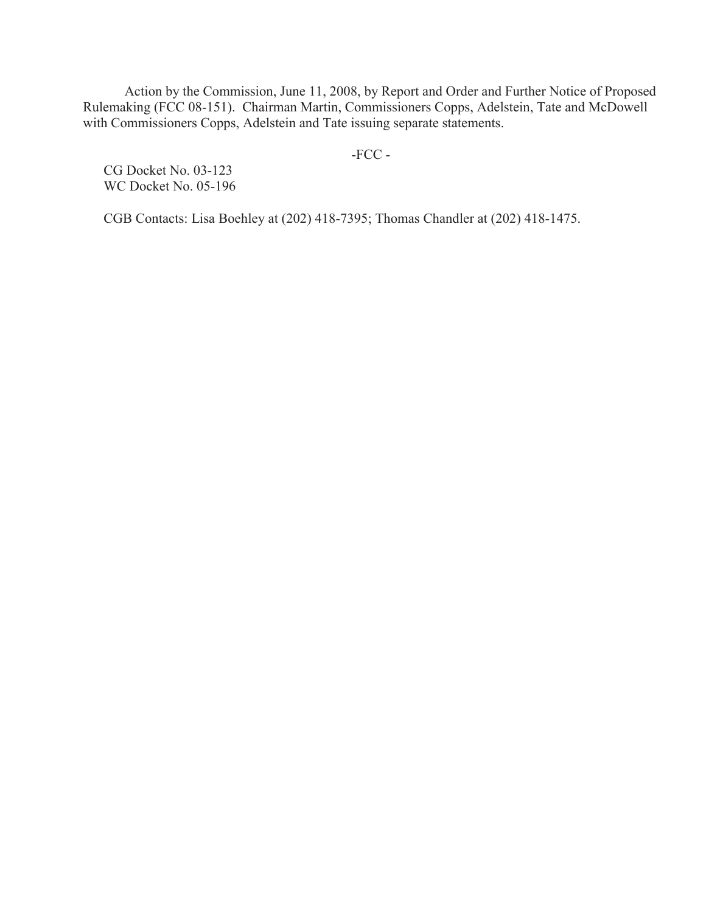Action by the Commission, June 11, 2008, by Report and Order and Further Notice of Proposed Rulemaking (FCC 08-151). Chairman Martin, Commissioners Copps, Adelstein, Tate and McDowell with Commissioners Copps, Adelstein and Tate issuing separate statements.

-FCC -

CG Docket No. 03-123
WC Docket No. 05-196

CGB Contacts: Lisa Boehley at (202) 418-7395; Thomas Chandler at (202) 418-1475.